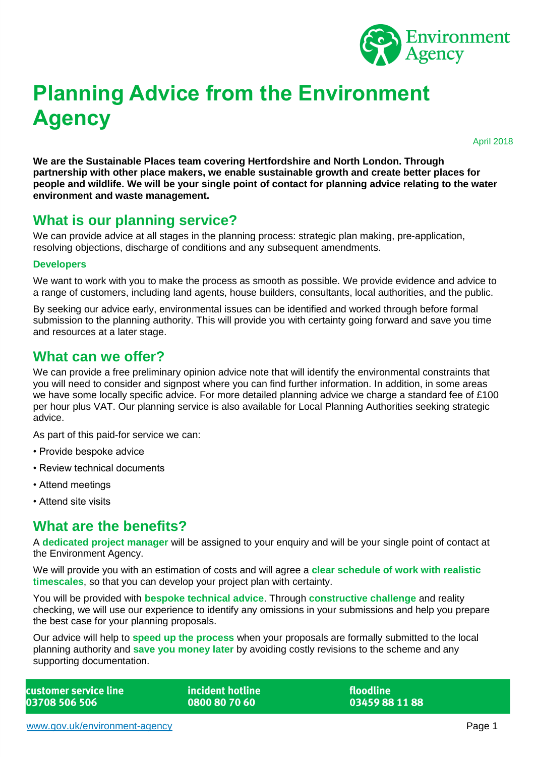# Planning Advice from the Environment Agency

April 2018

**We are the Sustainable Places team covering Hertfordshire and North London. Through partnership with other place makers, we enable sustainable growth and create better places for people and wildlife. We will be your single point of contact for planning advice relating to the water environment and waste management.**

## What is our planning service?

We can provide advice at all stages in the planning process: strategic plan making, pre-application, resolving objections, discharge of conditions and any subsequent amendments.

### Developers

We want to work with you to make the process as smooth as possible. We provide evidence and advice to a range of customers, including land agents, house builders, consultants, local authorities, and the public.

By seeking our advice early, environmental issues can be identified and worked through before formal submission to the planning authority. This will provide you with certainty going forward and save you time and resources at a later stage.

## What can we offer?

We can provide a free preliminary opinion advice note that will identify the environmental constraints that you will need to consider and signpost where you can find further information. In addition, in some areas we have some locally specific advice. For more detailed planning advice we charge a standard fee of £100 per hour plus VAT. Our planning service is also available for Local Planning Authorities seeking strategic advice.

As part of this paid-for service we can:

- Provide bespoke advice
- Review technical documents
- Attend meetings
- Attend site visits

## What are the benefits?

A **dedicated project manager** will be assigned to your enquiry and will be your single point of contact at the Environment Agency.

We will provide you with an estimation of costs and will agree a **clear schedule of work with realistic timescales**, so that you can develop your project plan with certainty.

You will be provided with **bespoke technical advice**. Through **constructive challenge** and reality checking, we will use our experience to identify any omissions in your submissions and help you prepare the best case for your planning proposals.

Our advice will help to **speed up the process** when your proposals are formally submitted to the local planning authority and **save you money later** by avoiding costly revisions to the scheme and any supporting documentation.

**customer service line** 03708 506 506 | **incident hotline** 0800 80 70 60 | **floodline** 03459 88 11 88

www.gov.uk/environment-agency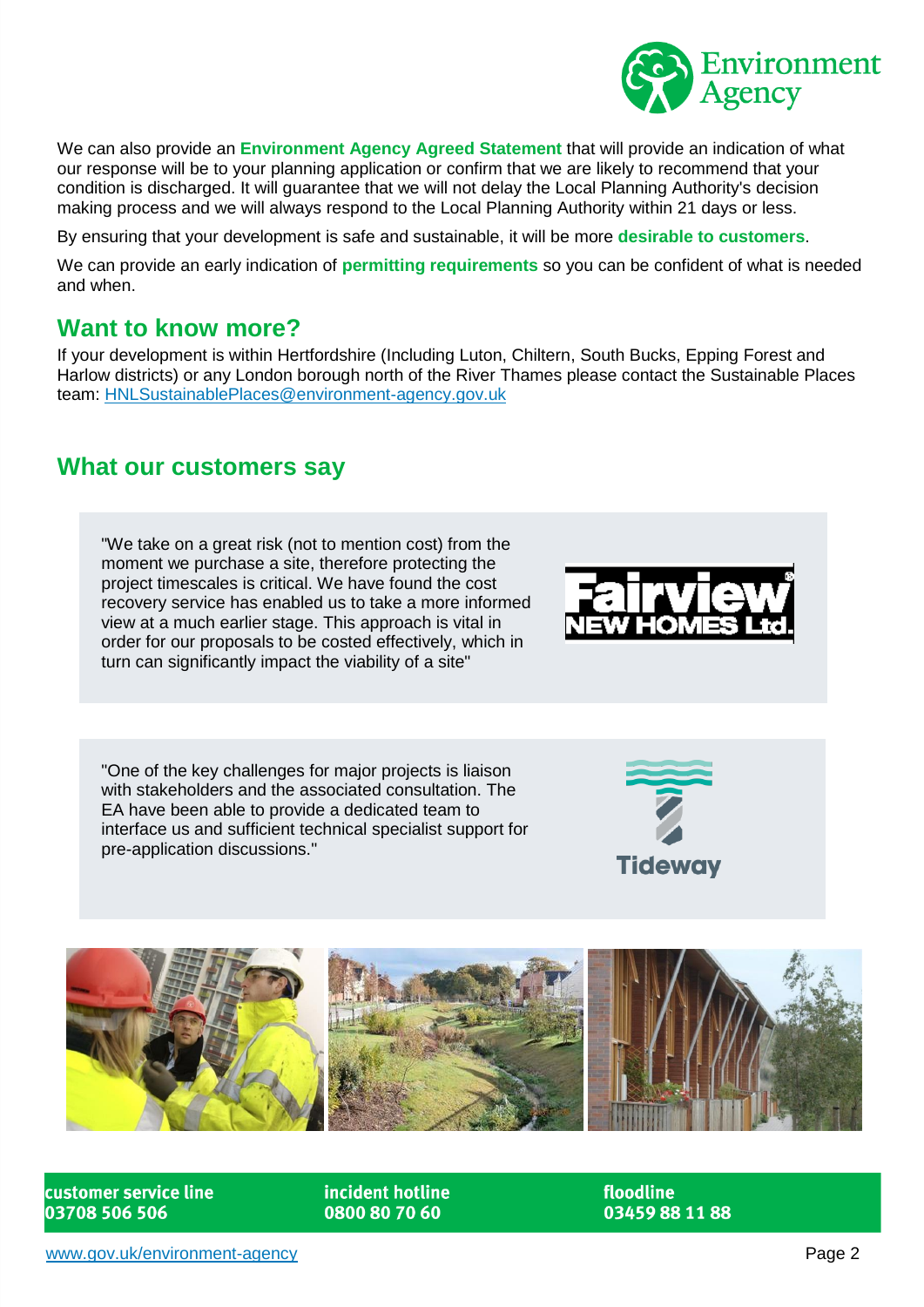We can also provide an **Environment Agency Agreed Statement** that will provide an indication of what our response will be to your planning application or confirm that we are likely to recommend that your condition is discharged. It will guarantee that we will not delay the Local Planning Authority's decision making process and we will always respond to the Local Planning Authority within 21 days or less.

By ensuring that your development is safe and sustainable, it will be more **desirable to customers**.

We can provide an early indication of **permitting requirements** so you can be confident of what is needed and when.

## Want to know more?

If your development is within Hertfordshire (Including Luton, Chiltern, South Bucks, Epping Forest and Harlow districts) or any London borough north of the River Thames please contact the Sustainable Places team: HNLSustainablePlaces@environment-agency.gov.uk

## What our customers say

"We take on a great risk (not to mention cost) from the moment we purchase a site, therefore protecting the project timescales is critical. We have found the cost recovery service has enabled us to take a more informed view at a much earlier stage. This approach is vital in order for our proposals to be costed effectively, which in turn can significantly impact the viability of a site"

Fairview New Homes Ltd.

"One of the key challenges for major projects is liaison with stakeholders and the associated consultation. The EA have been able to provide a dedicated team to interface us and sufficient technical specialist support for pre-application discussions."

Tideway

**customer service line**
**03708 506 506**

**incident hotline**
**0800 80 70 60**

**floodline**
**03459 88 11 88**

www.gov.uk/environment-agency